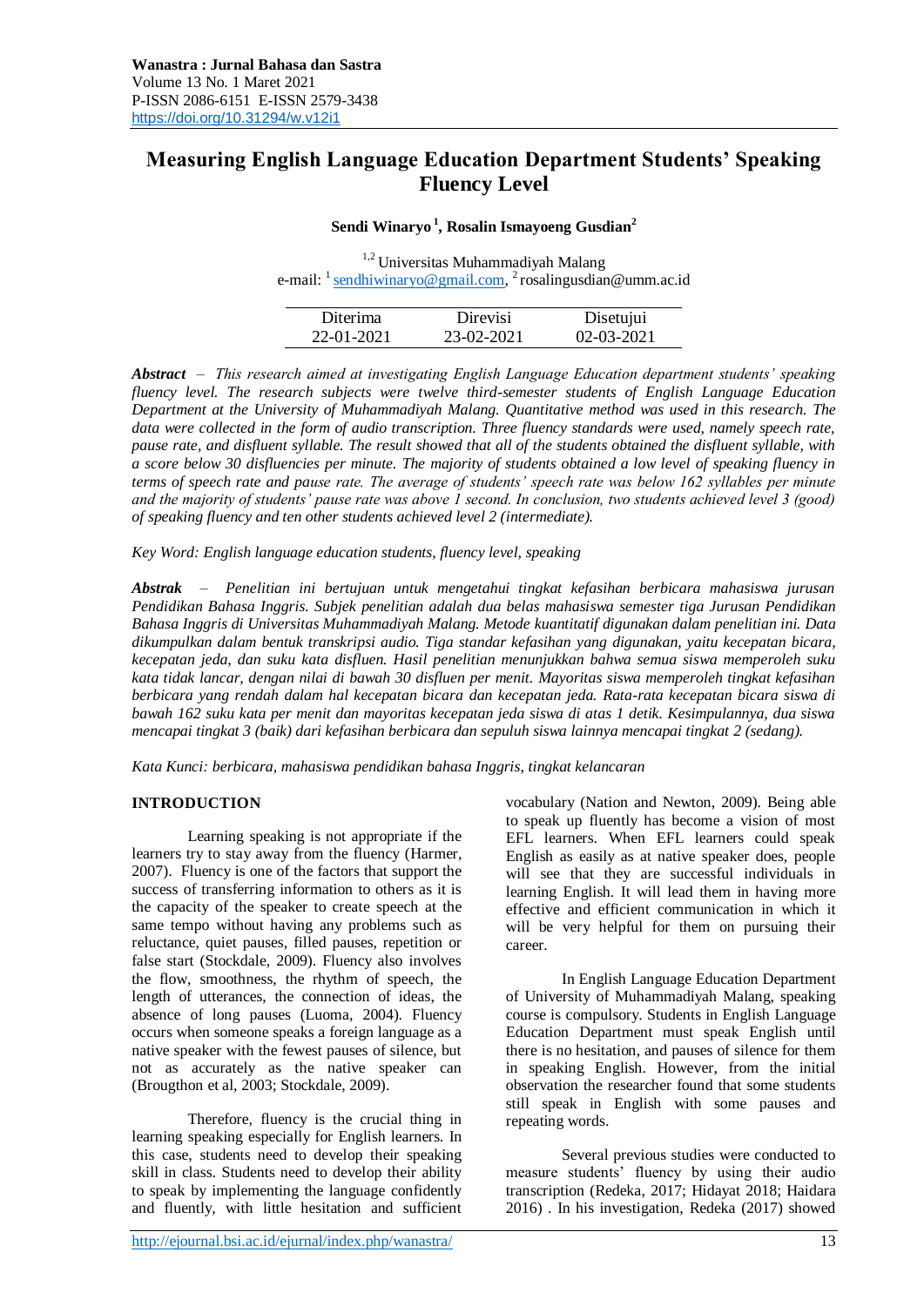# Measuring English Language Education Department Students' Speaking Fluency Level

**Sendi Winaryo[1], Rosalin Ismayoeng Gusdian[2]**

[1,2] Universitas Muhammadiyah Malang
e-mail: [1] sendhiwinaryo@gmail.com, [2] rosalingusdian@umm.ac.id

| Diterima | Direvisi | Disetujui |
|---|---|---|
| 22-01-2021 | 23-02-2021 | 02-03-2021 |

***Abstract*** *– This research aimed at investigating English Language Education department students' speaking fluency level. The research subjects were twelve third-semester students of English Language Education Department at the University of Muhammadiyah Malang. Quantitative method was used in this research. The data were collected in the form of audio transcription. Three fluency standards were used, namely speech rate, pause rate, and disfluent syllable. The result showed that all of the students obtained the disfluent syllable, with a score below 30 disfluencies per minute. The majority of students obtained a low level of speaking fluency in terms of speech rate and pause rate. The average of students' speech rate was below 162 syllables per minute and the majority of students' pause rate was above 1 second. In conclusion, two students achieved level 3 (good) of speaking fluency and ten other students achieved level 2 (intermediate).*

*Key Word: English language education students, fluency level, speaking*

***Abstrak*** *– Penelitian ini bertujuan untuk mengetahui tingkat kefasihan berbicara mahasiswa jurusan Pendidikan Bahasa Inggris. Subjek penelitian adalah dua belas mahasiswa semester tiga Jurusan Pendidikan Bahasa Inggris di Universitas Muhammadiyah Malang. Metode kuantitatif digunakan dalam penelitian ini. Data dikumpulkan dalam bentuk transkripsi audio. Tiga standar kefasihan yang digunakan, yaitu kecepatan bicara, kecepatan jeda, dan suku kata disfluen. Hasil penelitian menunjukkan bahwa semua siswa memperoleh suku kata tidak lancar, dengan nilai di bawah 30 disfluen per menit. Mayoritas siswa memperoleh tingkat kefasihan berbicara yang rendah dalam hal kecepatan bicara dan kecepatan jeda. Rata-rata kecepatan bicara siswa di bawah 162 suku kata per menit dan mayoritas kecepatan jeda siswa di atas 1 detik. Kesimpulannya, dua siswa mencapai tingkat 3 (baik) dari kefasihan berbicara dan sepuluh siswa lainnya mencapai tingkat 2 (sedang).*

*Kata Kunci: berbicara, mahasiswa pendidikan bahasa Inggris, tingkat kelancaran*

## INTRODUCTION

Learning speaking is not appropriate if the learners try to stay away from the fluency (Harmer, 2007). Fluency is one of the factors that support the success of transferring information to others as it is the capacity of the speaker to create speech at the same tempo without having any problems such as reluctance, quiet pauses, filled pauses, repetition or false start (Stockdale, 2009). Fluency also involves the flow, smoothness, the rhythm of speech, the length of utterances, the connection of ideas, the absence of long pauses (Luoma, 2004). Fluency occurs when someone speaks a foreign language as a native speaker with the fewest pauses of silence, but not as accurately as the native speaker can (Brougthon et al, 2003; Stockdale, 2009).

Therefore, fluency is the crucial thing in learning speaking especially for English learners. In this case, students need to develop their speaking skill in class. Students need to develop their ability to speak by implementing the language confidently and fluently, with little hesitation and sufficient vocabulary (Nation and Newton, 2009). Being able to speak up fluently has become a vision of most EFL learners. When EFL learners could speak English as easily as at native speaker does, people will see that they are successful individuals in learning English. It will lead them in having more effective and efficient communication in which it will be very helpful for them on pursuing their career.

In English Language Education Department of University of Muhammadiyah Malang, speaking course is compulsory. Students in English Language Education Department must speak English until there is no hesitation, and pauses of silence for them in speaking English. However, from the initial observation the researcher found that some students still speak in English with some pauses and repeating words.

Several previous studies were conducted to measure students' fluency by using their audio transcription (Redeka, 2017; Hidayat 2018; Haidara 2016) . In his investigation, Redeka (2017) showed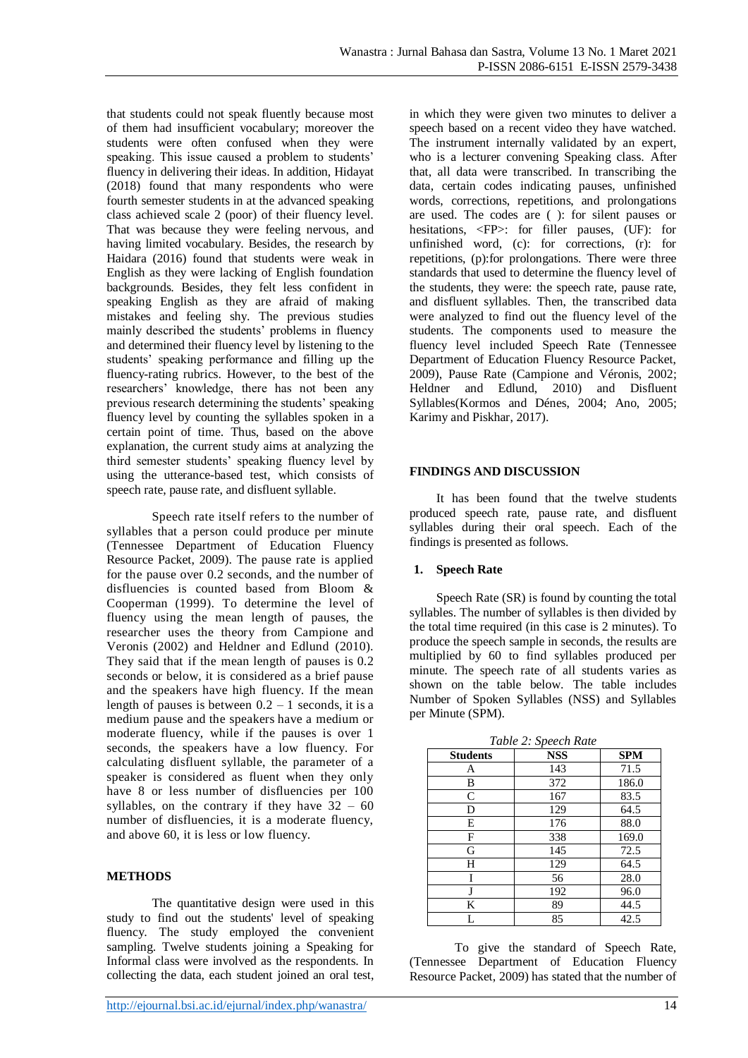that students could not speak fluently because most of them had insufficient vocabulary; moreover the students were often confused when they were speaking. This issue caused a problem to students' fluency in delivering their ideas. In addition, Hidayat (2018) found that many respondents who were fourth semester students in at the advanced speaking class achieved scale 2 (poor) of their fluency level. That was because they were feeling nervous, and having limited vocabulary. Besides, the research by Haidara (2016) found that students were weak in English as they were lacking of English foundation backgrounds. Besides, they felt less confident in speaking English as they are afraid of making mistakes and feeling shy. The previous studies mainly described the students' problems in fluency and determined their fluency level by listening to the students' speaking performance and filling up the fluency-rating rubrics. However, to the best of the researchers' knowledge, there has not been any previous research determining the students' speaking fluency level by counting the syllables spoken in a certain point of time. Thus, based on the above explanation, the current study aims at analyzing the third semester students' speaking fluency level by using the utterance-based test, which consists of speech rate, pause rate, and disfluent syllable.

Speech rate itself refers to the number of syllables that a person could produce per minute (Tennessee Department of Education Fluency Resource Packet, 2009). The pause rate is applied for the pause over 0.2 seconds, and the number of disfluencies is counted based from Bloom & Cooperman (1999). To determine the level of fluency using the mean length of pauses, the researcher uses the theory from Campione and Veronis (2002) and Heldner and Edlund (2010). They said that if the mean length of pauses is 0.2 seconds or below, it is considered as a brief pause and the speakers have high fluency. If the mean length of pauses is between 0.2 – 1 seconds, it is a medium pause and the speakers have a medium or moderate fluency, while if the pauses is over 1 seconds, the speakers have a low fluency. For calculating disfluent syllable, the parameter of a speaker is considered as fluent when they only have 8 or less number of disfluencies per 100 syllables, on the contrary if they have 32 – 60 number of disfluencies, it is a moderate fluency, and above 60, it is less or low fluency.

## METHODS

The quantitative design were used in this study to find out the students' level of speaking fluency. The study employed the convenient sampling. Twelve students joining a Speaking for Informal class were involved as the respondents. In collecting the data, each student joined an oral test, in which they were given two minutes to deliver a speech based on a recent video they have watched. The instrument internally validated by an expert, who is a lecturer convening Speaking class. After that, all data were transcribed. In transcribing the data, certain codes indicating pauses, unfinished words, corrections, repetitions, and prolongations are used. The codes are ( ): for silent pauses or hesitations, <FP>: for filler pauses, (UF): for unfinished word, (c): for corrections, (r): for repetitions, (p):for prolongations. There were three standards that used to determine the fluency level of the students, they were: the speech rate, pause rate, and disfluent syllables. Then, the transcribed data were analyzed to find out the fluency level of the students. The components used to measure the fluency level included Speech Rate (Tennessee Department of Education Fluency Resource Packet, 2009), Pause Rate (Campione and Véronis, 2002; Heldner and Edlund, 2010) and Disfluent Syllables(Kormos and Dénes, 2004; Ano, 2005; Karimy and Piskhar, 2017).

## FINDINGS AND DISCUSSION

It has been found that the twelve students produced speech rate, pause rate, and disfluent syllables during their oral speech. Each of the findings is presented as follows.

### 1. Speech Rate

Speech Rate (SR) is found by counting the total syllables. The number of syllables is then divided by the total time required (in this case is 2 minutes). To produce the speech sample in seconds, the results are multiplied by 60 to find syllables produced per minute. The speech rate of all students varies as shown on the table below. The table includes Number of Spoken Syllables (NSS) and Syllables per Minute (SPM).

*Table 2: Speech Rate*

| Students | NSS | SPM |
|---|---|---|
| A | 143 | 71.5 |
| B | 372 | 186.0 |
| C | 167 | 83.5 |
| D | 129 | 64.5 |
| E | 176 | 88.0 |
| F | 338 | 169.0 |
| G | 145 | 72.5 |
| H | 129 | 64.5 |
| I | 56 | 28.0 |
| J | 192 | 96.0 |
| K | 89 | 44.5 |
| L | 85 | 42.5 |

To give the standard of Speech Rate, (Tennessee Department of Education Fluency Resource Packet, 2009) has stated that the number of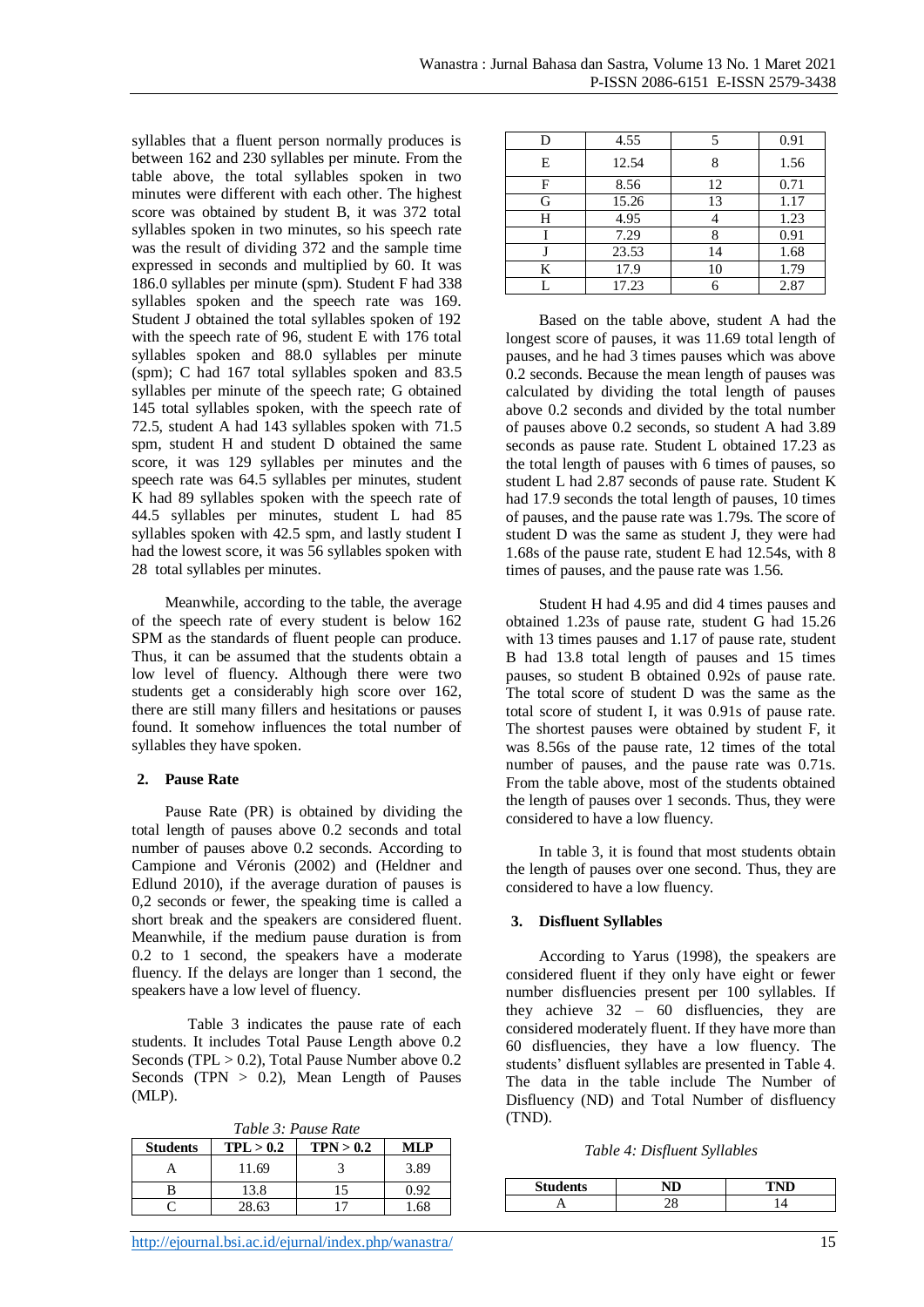syllables that a fluent person normally produces is between 162 and 230 syllables per minute. From the table above, the total syllables spoken in two minutes were different with each other. The highest score was obtained by student B, it was 372 total syllables spoken in two minutes, so his speech rate was the result of dividing 372 and the sample time expressed in seconds and multiplied by 60. It was 186.0 syllables per minute (spm). Student F had 338 syllables spoken and the speech rate was 169. Student J obtained the total syllables spoken of 192 with the speech rate of 96, student E with 176 total syllables spoken and 88.0 syllables per minute (spm); C had 167 total syllables spoken and 83.5 syllables per minute of the speech rate; G obtained 145 total syllables spoken, with the speech rate of 72.5, student A had 143 syllables spoken with 71.5 spm, student H and student D obtained the same score, it was 129 syllables per minutes and the speech rate was 64.5 syllables per minutes, student K had 89 syllables spoken with the speech rate of 44.5 syllables per minutes, student L had 85 syllables spoken with 42.5 spm, and lastly student I had the lowest score, it was 56 syllables spoken with 28 total syllables per minutes.

Meanwhile, according to the table, the average of the speech rate of every student is below 162 SPM as the standards of fluent people can produce. Thus, it can be assumed that the students obtain a low level of fluency. Although there were two students get a considerably high score over 162, there are still many fillers and hesitations or pauses found. It somehow influences the total number of syllables they have spoken.

## 2. Pause Rate

Pause Rate (PR) is obtained by dividing the total length of pauses above 0.2 seconds and total number of pauses above 0.2 seconds. According to Campione and Véronis (2002) and (Heldner and Edlund 2010), if the average duration of pauses is 0,2 seconds or fewer, the speaking time is called a short break and the speakers are considered fluent. Meanwhile, if the medium pause duration is from 0.2 to 1 second, the speakers have a moderate fluency. If the delays are longer than 1 second, the speakers have a low level of fluency.

Table 3 indicates the pause rate of each students. It includes Total Pause Length above 0.2 Seconds (TPL > 0.2), Total Pause Number above 0.2 Seconds (TPN > 0.2), Mean Length of Pauses (MLP).

*Table 3: Pause Rate*

| Students | TPL > 0.2 | TPN > 0.2 | MLP |
|---|---|---|---|
| A | 11.69 | 3 | 3.89 |
| B | 13.8 | 15 | 0.92 |
| C | 28.63 | 17 | 1.68 |
| D | 4.55 | 5 | 0.91 |
| E | 12.54 | 8 | 1.56 |
| F | 8.56 | 12 | 0.71 |
| G | 15.26 | 13 | 1.17 |
| H | 4.95 | 4 | 1.23 |
| I | 7.29 | 8 | 0.91 |
| J | 23.53 | 14 | 1.68 |
| K | 17.9 | 10 | 1.79 |
| L | 17.23 | 6 | 2.87 |

Based on the table above, student A had the longest score of pauses, it was 11.69 total length of pauses, and he had 3 times pauses which was above 0.2 seconds. Because the mean length of pauses was calculated by dividing the total length of pauses above 0.2 seconds and divided by the total number of pauses above 0.2 seconds, so student A had 3.89 seconds as pause rate. Student L obtained 17.23 as the total length of pauses with 6 times of pauses, so student L had 2.87 seconds of pause rate. Student K had 17.9 seconds the total length of pauses, 10 times of pauses, and the pause rate was 1.79s. The score of student D was the same as student J, they were had 1.68s of the pause rate, student E had 12.54s, with 8 times of pauses, and the pause rate was 1.56.

Student H had 4.95 and did 4 times pauses and obtained 1.23s of pause rate, student G had 15.26 with 13 times pauses and 1.17 of pause rate, student B had 13.8 total length of pauses and 15 times pauses, so student B obtained 0.92s of pause rate. The total score of student D was the same as the total score of student I, it was 0.91s of pause rate. The shortest pauses were obtained by student F, it was 8.56s of the pause rate, 12 times of the total number of pauses, and the pause rate was 0.71s. From the table above, most of the students obtained the length of pauses over 1 seconds. Thus, they were considered to have a low fluency.

In table 3, it is found that most students obtain the length of pauses over one second. Thus, they are considered to have a low fluency.

## 3. Disfluent Syllables

According to Yarus (1998), the speakers are considered fluent if they only have eight or fewer number disfluencies present per 100 syllables. If they achieve 32 – 60 disfluencies, they are considered moderately fluent. If they have more than 60 disfluencies, they have a low fluency. The students' disfluent syllables are presented in Table 4. The data in the table include The Number of Disfluency (ND) and Total Number of disfluency (TND).

*Table 4: Disfluent Syllables*

| Students | ND | TND |
|---|---|---|
| A | 28 | 14 |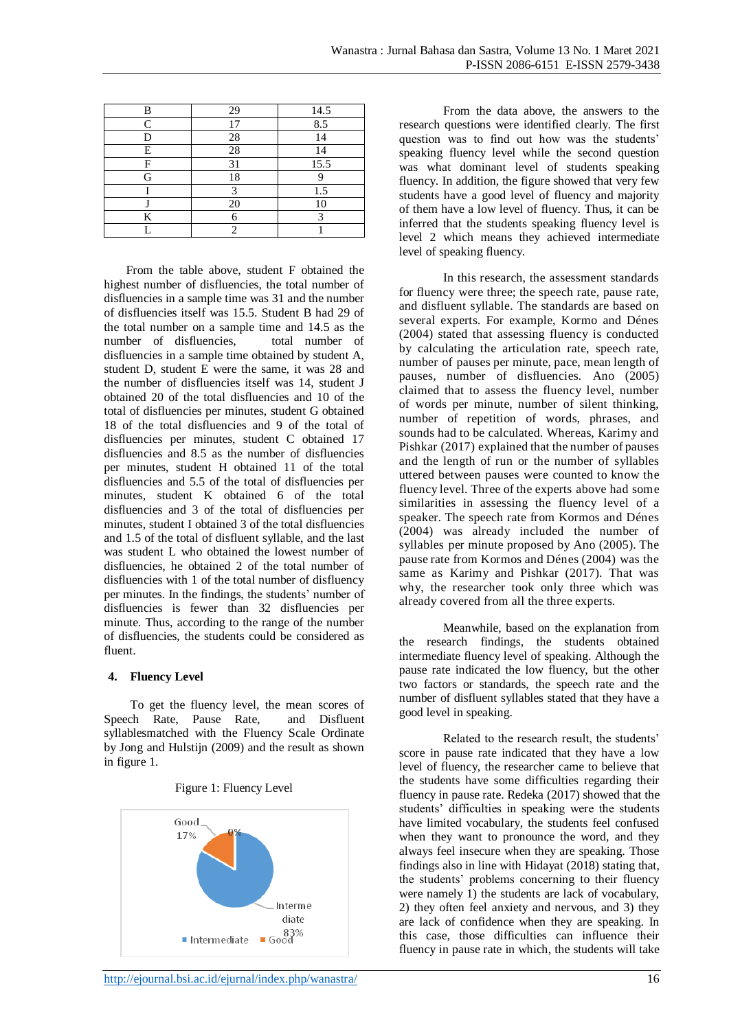| B | 29 | 14.5 |
|---|---|---|
| C | 17 | 8.5 |
| D | 28 | 14 |
| E | 28 | 14 |
| F | 31 | 15.5 |
| G | 18 | 9 |
| I | 3 | 1.5 |
| J | 20 | 10 |
| K | 6 | 3 |
| L | 2 | 1 |

From the table above, student F obtained the highest number of disfluencies, the total number of disfluencies in a sample time was 31 and the number of disfluencies itself was 15.5. Student B had 29 of the total number on a sample time and 14.5 as the number of disfluencies, total number of disfluencies in a sample time obtained by student A, student D, student E were the same, it was 28 and the number of disfluencies itself was 14, student J obtained 20 of the total disfluencies and 10 of the total of disfluencies per minutes, student G obtained 18 of the total disfluencies and 9 of the total of disfluencies per minutes, student C obtained 17 disfluencies and 8.5 as the number of disfluencies per minutes, student H obtained 11 of the total disfluencies and 5.5 of the total of disfluencies per minutes, student K obtained 6 of the total disfluencies and 3 of the total of disfluencies per minutes, student I obtained 3 of the total disfluencies and 1.5 of the total of disfluent syllable, and the last was student L who obtained the lowest number of disfluencies, he obtained 2 of the total number of disfluencies with 1 of the total number of disfluency per minutes. In the findings, the students' number of disfluencies is fewer than 32 disfluencies per minute. Thus, according to the range of the number of disfluencies, the students could be considered as fluent.

### 4. Fluency Level

To get the fluency level, the mean scores of Speech Rate, Pause Rate, and Disfluent syllablesmatched with the Fluency Scale Ordinate by Jong and Hulstijn (2009) and the result as shown in figure 1.

Figure 1: Fluency Level

Good 17%; 0%; Intermediate 83%

■ Intermediate ■ Good

From the data above, the answers to the research questions were identified clearly. The first question was to find out how was the students' speaking fluency level while the second question was what dominant level of students speaking fluency. In addition, the figure showed that very few students have a good level of fluency and majority of them have a low level of fluency. Thus, it can be inferred that the students speaking fluency level is level 2 which means they achieved intermediate level of speaking fluency.

In this research, the assessment standards for fluency were three; the speech rate, pause rate, and disfluent syllable. The standards are based on several experts. For example, Kormo and Dénes (2004) stated that assessing fluency is conducted by calculating the articulation rate, speech rate, number of pauses per minute, pace, mean length of pauses, number of disfluencies. Ano (2005) claimed that to assess the fluency level, number of words per minute, number of silent thinking, number of repetition of words, phrases, and sounds had to be calculated. Whereas, Karimy and Pishkar (2017) explained that the number of pauses and the length of run or the number of syllables uttered between pauses were counted to know the fluency level. Three of the experts above had some similarities in assessing the fluency level of a speaker. The speech rate from Kormos and Dénes (2004) was already included the number of syllables per minute proposed by Ano (2005). The pause rate from Kormos and Dénes (2004) was the same as Karimy and Pishkar (2017). That was why, the researcher took only three which was already covered from all the three experts.

Meanwhile, based on the explanation from the research findings, the students obtained intermediate fluency level of speaking. Although the pause rate indicated the low fluency, but the other two factors or standards, the speech rate and the number of disfluent syllables stated that they have a good level in speaking.

Related to the research result, the students' score in pause rate indicated that they have a low level of fluency, the researcher came to believe that the students have some difficulties regarding their fluency in pause rate. Redeka (2017) showed that the students' difficulties in speaking were the students have limited vocabulary, the students feel confused when they want to pronounce the word, and they always feel insecure when they are speaking. Those findings also in line with Hidayat (2018) stating that, the students' problems concerning to their fluency were namely 1) the students are lack of vocabulary, 2) they often feel anxiety and nervous, and 3) they are lack of confidence when they are speaking. In this case, those difficulties can influence their fluency in pause rate in which, the students will take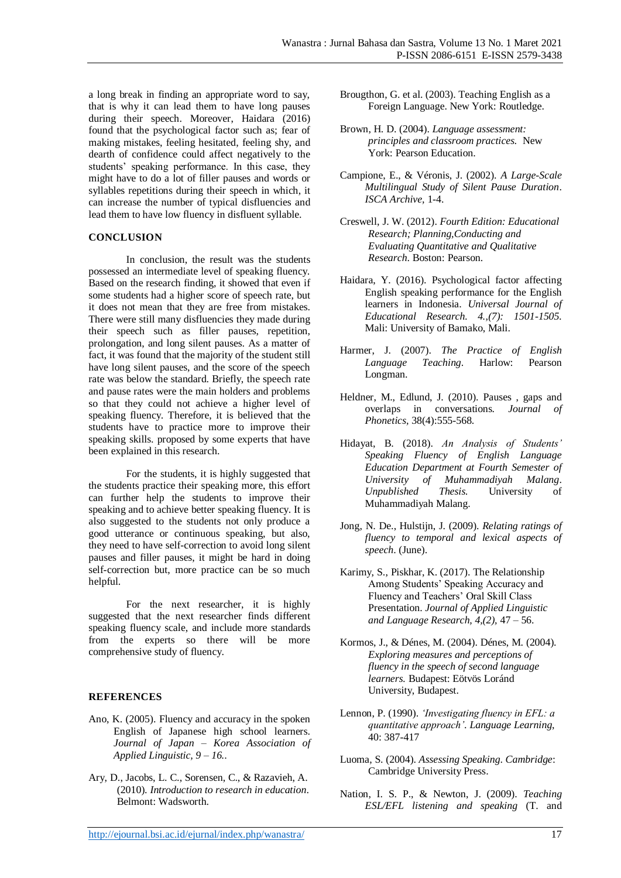a long break in finding an appropriate word to say, that is why it can lead them to have long pauses during their speech. Moreover, Haidara (2016) found that the psychological factor such as; fear of making mistakes, feeling hesitated, feeling shy, and dearth of confidence could affect negatively to the students' speaking performance. In this case, they might have to do a lot of filler pauses and words or syllables repetitions during their speech in which, it can increase the number of typical disfluencies and lead them to have low fluency in disfluent syllable.

## CONCLUSION

In conclusion, the result was the students possessed an intermediate level of speaking fluency. Based on the research finding, it showed that even if some students had a higher score of speech rate, but it does not mean that they are free from mistakes. There were still many disfluencies they made during their speech such as filler pauses, repetition, prolongation, and long silent pauses. As a matter of fact, it was found that the majority of the student still have long silent pauses, and the score of the speech rate was below the standard. Briefly, the speech rate and pause rates were the main holders and problems so that they could not achieve a higher level of speaking fluency. Therefore, it is believed that the students have to practice more to improve their speaking skills. proposed by some experts that have been explained in this research.

For the students, it is highly suggested that the students practice their speaking more, this effort can further help the students to improve their speaking and to achieve better speaking fluency. It is also suggested to the students not only produce a good utterance or continuous speaking, but also, they need to have self-correction to avoid long silent pauses and filler pauses, it might be hard in doing self-correction but, more practice can be so much helpful.

For the next researcher, it is highly suggested that the next researcher finds different speaking fluency scale, and include more standards from the experts so there will be more comprehensive study of fluency.

## REFERENCES

Ano, K. (2005). Fluency and accuracy in the spoken English of Japanese high school learners. *Journal of Japan – Korea Association of Applied Linguistic, 9 – 16.*.

Ary, D., Jacobs, L. C., Sorensen, C., & Razavieh, A. (2010). *Introduction to research in education*. Belmont: Wadsworth.

Brougthon, G. et al. (2003). Teaching English as a Foreign Language. New York: Routledge.

Brown, H. D. (2004). *Language assessment: principles and classroom practices.* New York: Pearson Education.

Campione, E., & Véronis, J. (2002). *A Large-Scale Multilingual Study of Silent Pause Duration*. *ISCA Archive,* 1-4.

Creswell, J. W. (2012). *Fourth Edition: Educational Research; Planning,Conducting and Evaluating Quantitative and Qualitative Research*. Boston: Pearson.

Haidara, Y. (2016). Psychological factor affecting English speaking performance for the English learners in Indonesia. *Universal Journal of Educational Research. 4.,(7): 1501-1505.* Mali: University of Bamako, Mali.

Harmer, J. (2007). *The Practice of English Language Teaching*. Harlow: Pearson Longman.

Heldner, M., Edlund, J. (2010). Pauses , gaps and overlaps in conversations. *Journal of Phonetics*, 38(4):555-568.

Hidayat, B. (2018). *An Analysis of Students' Speaking Fluency of English Language Education Department at Fourth Semester of University of Muhammadiyah Malang*. *Unpublished Thesis.* University of Muhammadiyah Malang.

Jong, N. De., Hulstijn, J. (2009). *Relating ratings of fluency to temporal and lexical aspects of speech*. (June).

Karimy, S., Piskhar, K. (2017). The Relationship Among Students' Speaking Accuracy and Fluency and Teachers' Oral Skill Class Presentation. *Journal of Applied Linguistic and Language Research, 4,(2),* 47 – 56.

Kormos, J., & Dénes, M. (2004). Dénes, M. (2004). *Exploring measures and perceptions of fluency in the speech of second language learners.* Budapest: Eötvös Loránd University, Budapest.

Lennon, P. (1990). *'Investigating fluency in EFL: a quantitative approach'*. *Language Learning*, 40: 387-417

Luoma, S. (2004). *Assessing Speaking*. *Cambridge*: Cambridge University Press.

Nation, I. S. P., & Newton, J. (2009). *Teaching ESL/EFL listening and speaking* (T. and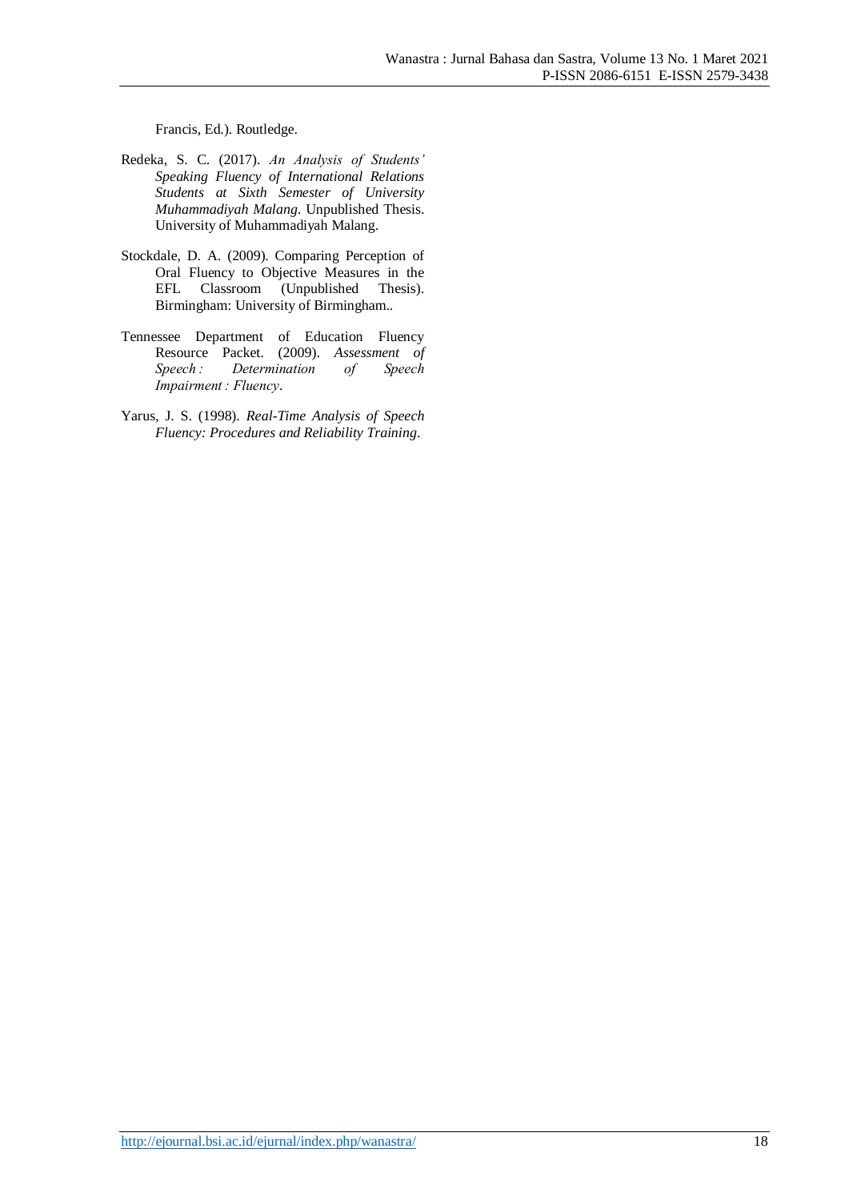Francis, Ed.). Routledge.

Redeka, S. C. (2017). *An Analysis of Students' Speaking Fluency of International Relations Students at Sixth Semester of University Muhammadiyah Malang*. Unpublished Thesis. University of Muhammadiyah Malang.

Stockdale, D. A. (2009). Comparing Perception of Oral Fluency to Objective Measures in the EFL Classroom (Unpublished Thesis). Birmingham: University of Birmingham..

Tennessee Department of Education Fluency Resource Packet. (2009). *Assessment of Speech : Determination of Speech Impairment : Fluency*.

Yarus, J. S. (1998). *Real-Time Analysis of Speech Fluency: Procedures and Reliability Training*.